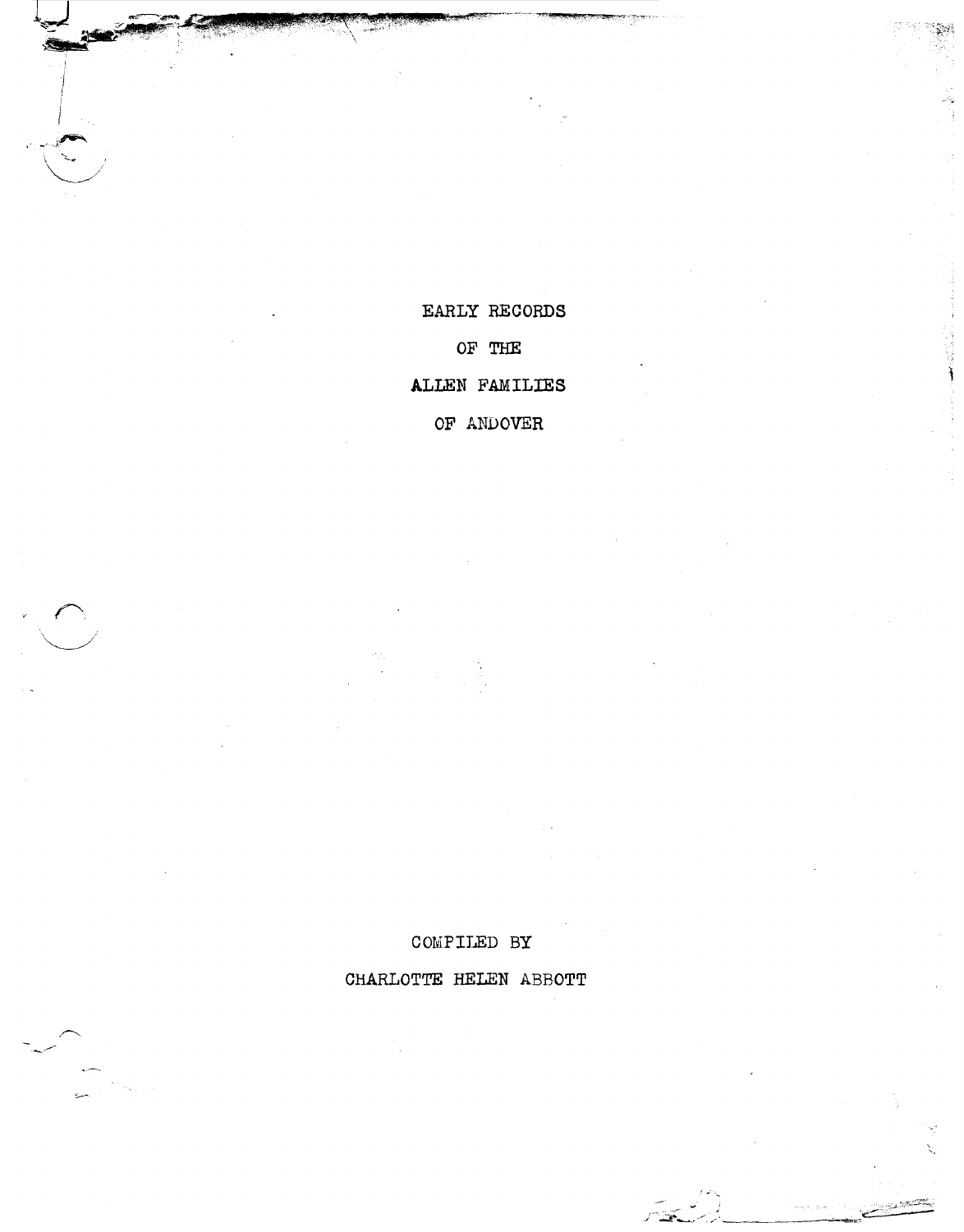# EARLY RECORDS

# OF THE

# ALLEN FAMILIES

# OF ANDOVER

COMPILED BY

CHARLOTTE HELEN ABBOTT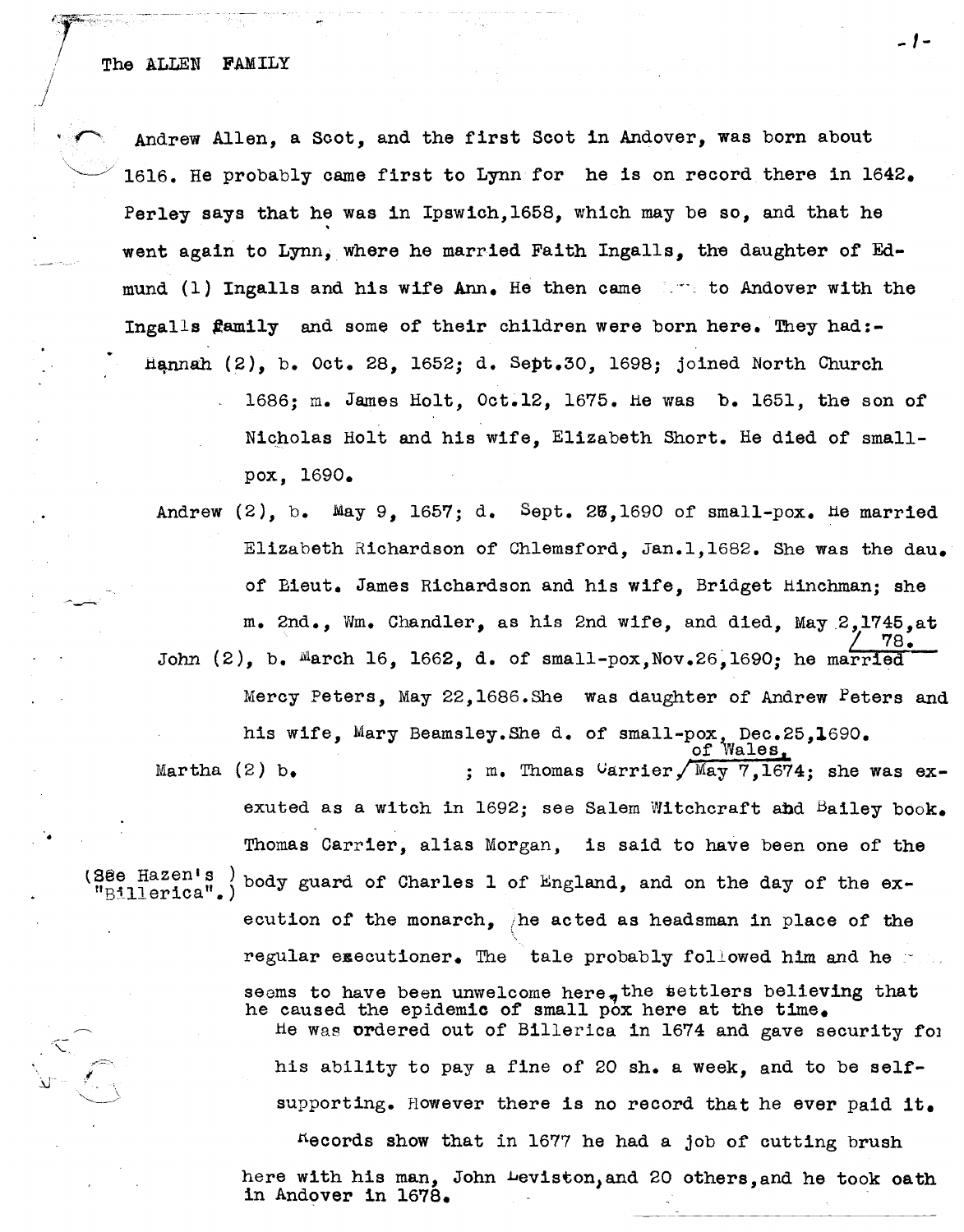# The ALLEN FAMILY

Andrew Allen, a Scot, and the first Scot in Andover, was born about 1616. He probably came first to Lynn for he is on record there in 1642. Perley says that he was in Ipswich, 1658, which may be so, and that he went again to Lynn, where he married Faith Ingalls, the daughter of Edmund (1) Ingalls and his wife Ann. He then came to Andover with the Ingalls family and some of their children were born here. They had:-

Hannah (2), b. Oct. 28, 1652; d. Sept. 30, 1698; joined North Church 1686; m. James Holt, Oct. 12, 1675. He was b. 1651, the son of Nicholas Holt and his wife, Elizabeth Short. He died of small-pox, 1690.

Andrew (2), b. May 9, 1657; d. Sept. 26, 1690 of small-pox. He married Elizabeth Richardson of Chlemsford, Jan. 1, 1682. She was the dau. of Lieut. James Richardson and his wife, Bridget Hinchman; she m. 2nd., Wm. Chandler, as his 2nd wife, and died, May 2, 1745, at 78.

John (2), b. March 16, 1662, d. of small-pox, Nov. 26, 1690; he married Mercy Peters, May 22, 1686. She was daughter of Andrew Peters and his wife, Mary Beamsley. She d. of small-pox, Dec. 25, 1690.

Martha (2) b. ; m. Thomas Carrier, of Wales, May 7, 1674; she was exexuted as a witch in 1692; see Salem Witchcraft and Bailey book. Thomas Carrier, alias Morgan, is said to have been one of the body guard of Charles 1 of England, and on the day of the execution of the monarch, he acted as headsman in place of the regular executioner. The tale probably followed him and he seems to have been unwelcome here, the settlers believing that he caused the epidemic of small pox here at the time. (See Hazen's "Billerica".)

He was ordered out of Billerica in 1674 and gave security for his ability to pay a fine of 20 sh. a week, and to be self-supporting. However there is no record that he ever paid it.

Records show that in 1677 he had a job of cutting brush here with his man, John Leviston, and 20 others, and he took oath in Andover in 1678.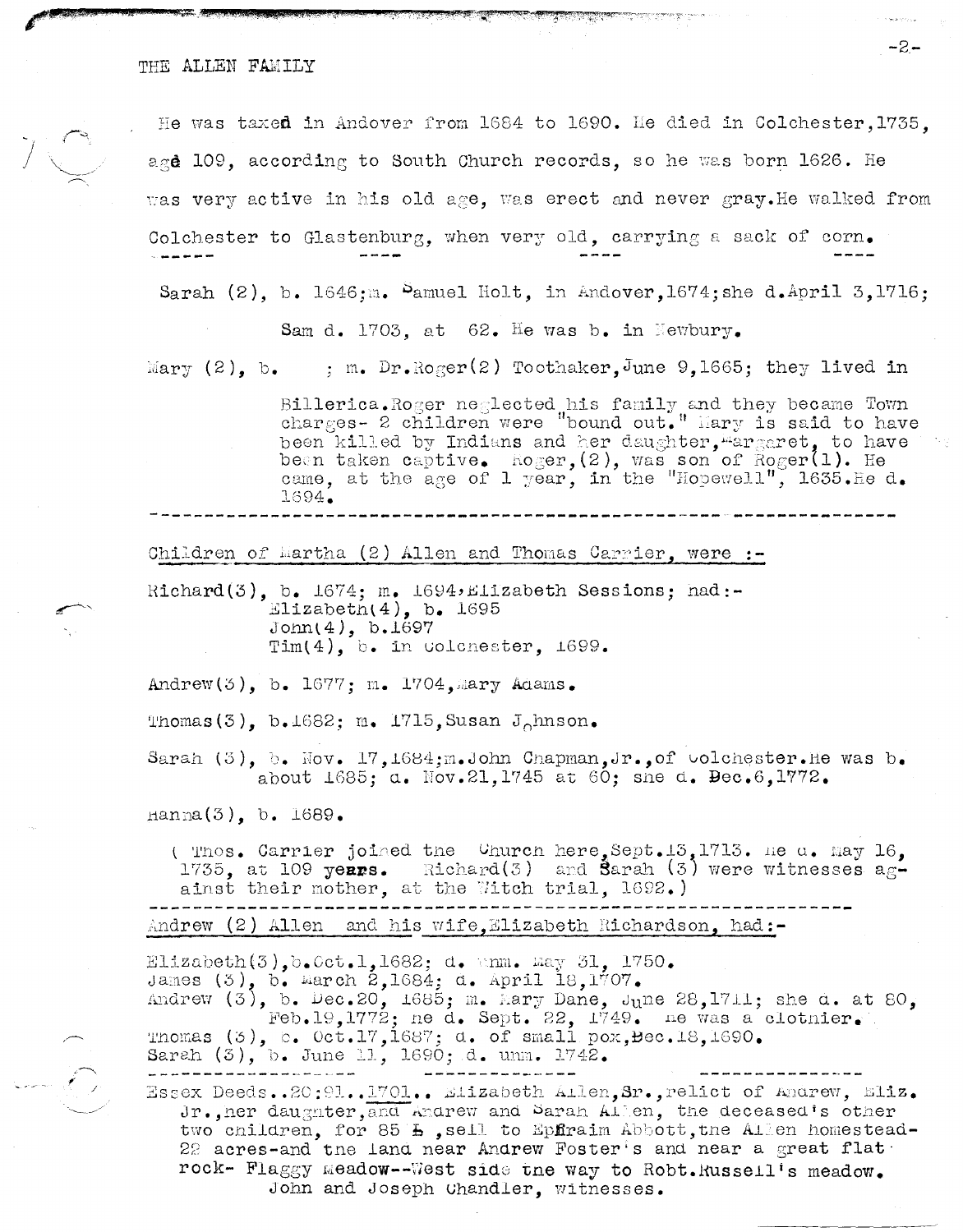He was taxed in Andover from 1684 to 1690. He died in Colchester,1735, agé 109, according to South Church records, so he was born 1626. He was very active in his old age, was erect and never gray.He walked from Colchester to Glastenburg, when very old, carrying a sack of corn.

Sarah (2), b. 1646;m. Samuel Holt, in Andover,1674;she d.April 3,1716;

Sam d. 1703, at 62. He was b. in Newbury.

Mary (2), b. ; m. Dr.Roger(2) Toothaker,June 9,1665; they lived in

Billerica.Roger neglected his family and they became Town charges- 2 children were "bound out." Mary is said to have been killed by Indians and her daughter,Margaret, to have been taken captive. Roger,(2), was son of Roger(1). He came, at the age of 1 year, in the "Hopewell", 1635.He d. 1694.

---

Children of Martha (2) Allen and Thomas Carrier, were :-

Richard(3), b. 1674; m. 1694,Elizabeth Sessions; had:-
Elizabeth(4), b. 1695
John(4), b.1697
Tim(4), b. in Colchester, 1699.

Andrew(3), b. 1677; m. 1704,Mary Adams.

Thomas(3), b.1682; m. 1715,Susan Johnson.

Sarah (3), b. Nov. 17,1684;m.John Chapman,Jr.,of Colchester.He was b. about 1685; d. Nov.21,1745 at 60; she d. Dec.6,1772.

Hanna(3), b. 1689.

( Thos. Carrier joined the Church here,Sept.13,1713. He d. May 16, 1735, at 109 **years**. Richard(3) and Sarah (3) were witnesses against their mother, at the Witch trial, 1692.)

---

Andrew (2) Allen and his wife,Elizabeth Richardson, had:-

Elizabeth(3),b.Oct.1,1682; d. unm. May 31, 1750.
James (3), b. March 2,1684; d. April 18,1707.
Andrew (3), b. Dec.20, 1685; m. Mary Dane, June 28,1711; she d. at 80, Feb.19,1772; he d. Sept. 22, 1749. He was a clothier.
Thomas (3), b. Oct.17,1687; d. of small pox,Dec.18,1690.
Sarah (3), b. June 11, 1690; d. unm. 1742.

---

Essex Deeds..20:91..1701.. Elizabeth Allen,Sr.,relict of Andrew, Eliz. Jr.,her daughter,and Andrew and Sarah Allen, the deceased's other two children, for 85 £ ,sell to Ephraim Abbott,the Allen homestead- 22 acres-and the land near Andrew Foster's and near a great flat rock- Flaggy Meadow--West side the way to Robt.Russell's meadow. John and Joseph Chandler, witnesses.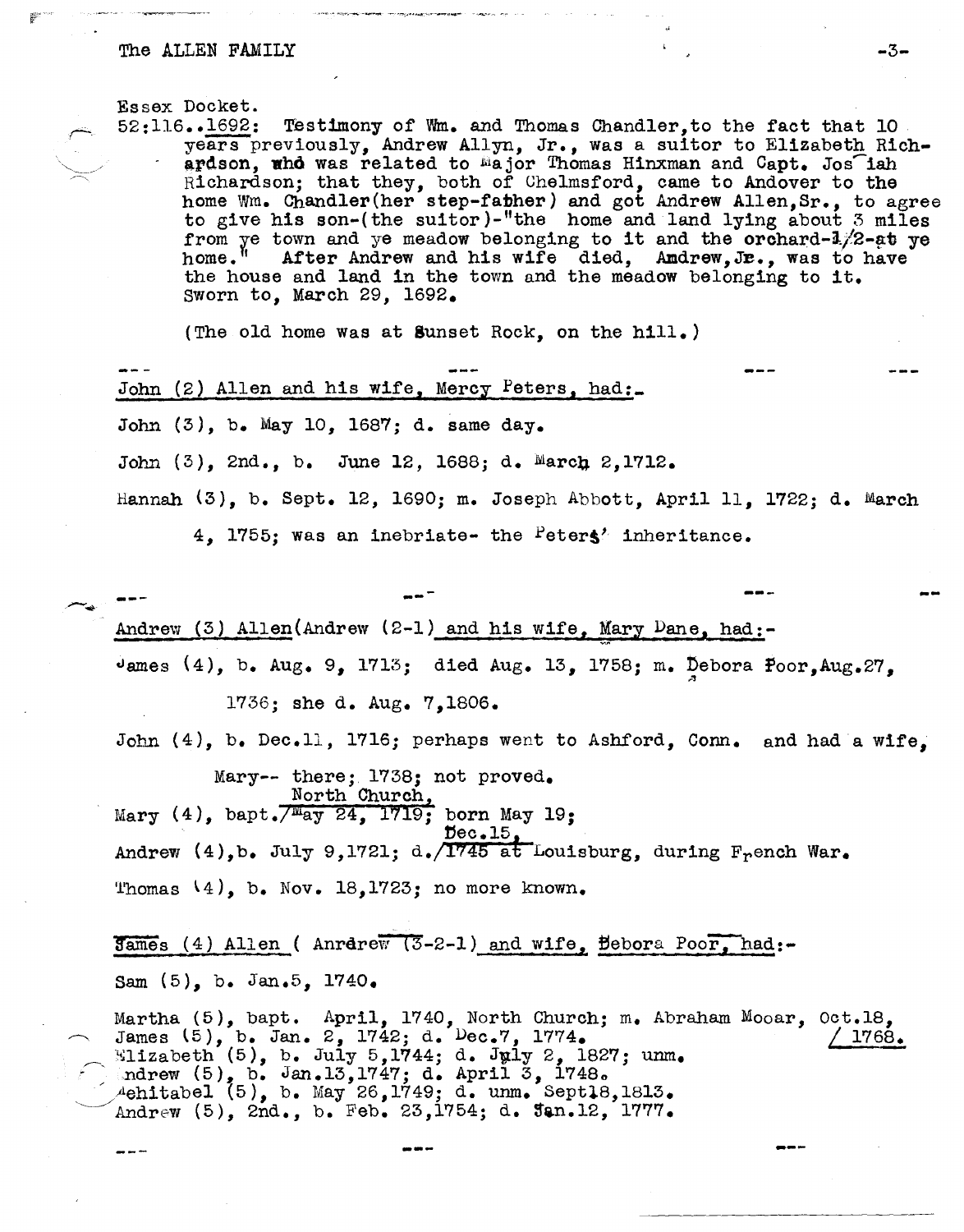Essex Docket.

52:116..1692: Testimony of Wm. and Thomas Chandler, to the fact that 10 years previously, Andrew Allyn, Jr., was a suitor to Elizabeth Richardson, who was related to Major Thomas Hinxman and Capt. Josiah Richardson; that they, both of Chelmsford, came to Andover to the home Wm. Chandler(her step-father) and got Andrew Allen, Sr., to agree to give his son-(the suitor)-"the home and land lying about 3 miles from ye town and ye meadow belonging to it and the orchard-1/2-at ye home." After Andrew and his wife died, Andrew, Jr., was to have the house and land in the town and the meadow belonging to it. Sworn to, March 29, 1692.

(The old home was at Sunset Rock, on the hill.)

---

John (2) Allen and his wife, Mercy Peters, had:-

John (3), b. May 10, 1687; d. same day.

John (3), 2nd., b. June 12, 1688; d. March 2, 1712.

Hannah (3), b. Sept. 12, 1690; m. Joseph Abbott, April 11, 1722; d. March 4, 1755; was an inebriate- the Peters' inheritance.

---

Andrew (3) Allen(Andrew (2-1) and his wife, Mary Dane, had:-

James (4), b. Aug. 9, 1713; died Aug. 13, 1758; m. Debora Poor, Aug. 27, 1736; she d. Aug. 7, 1806.

John (4), b. Dec. 11, 1716; perhaps went to Ashford, Conn. and had a wife, Mary-- there; 1738; not proved.

Mary (4), bapt. North Church, May 24, 1719; born May 19;

Andrew (4), b. July 9, 1721; d. Dec. 15, 1745 at Louisburg, during French War.

Thomas (4), b. Nov. 18, 1723; no more known.

James (4) Allen ( Andrew (3-2-1) and wife, Debora Poor, had:-

Sam (5), b. Jan. 5, 1740.

Martha (5), bapt. April, 1740, North Church; m. Abraham Mooar, Oct. 18, 1768.

James (5), b. Jan. 2, 1742; d. Dec. 7, 1774.

Elizabeth (5), b. July 5, 1744; d. July 2, 1827; unm.

Andrew (5), b. Jan. 13, 1747; d. April 3, 1748.

Mehitabel (5), b. May 26, 1749; d. unm. Sept 18, 1813.

Andrew (5), 2nd., b. Feb. 23, 1754; d. Jan. 12, 1777.

---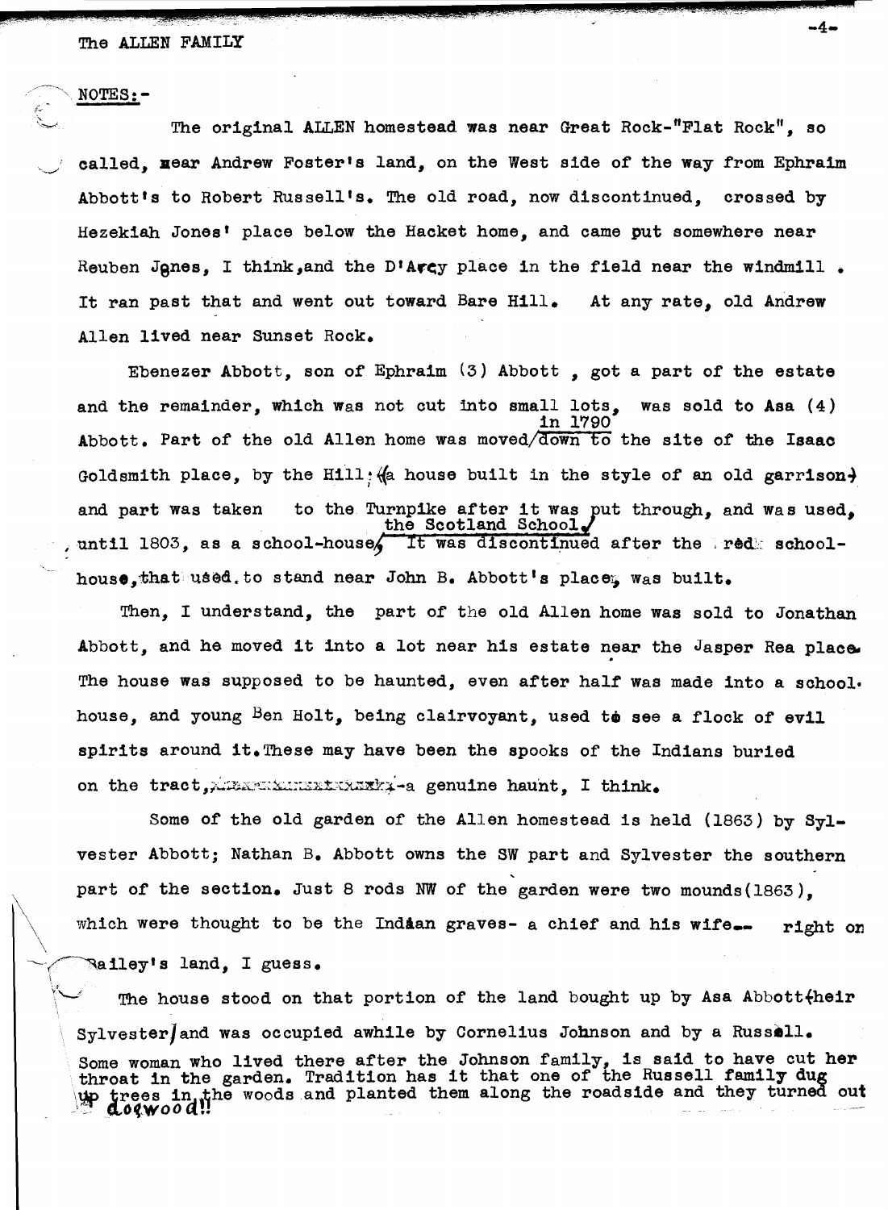NOTES:-

The original ALLEN homestead was near Great Rock-"Flat Rock", so called, near Andrew Foster's land, on the West side of the way from Ephraim Abbott's to Robert Russell's. The old road, now discontinued, crossed by Hezekiah Jones' place below the Hacket home, and came put somewhere near Reuben Jones, I think, and the D'Arcy place in the field near the windmill. It ran past that and went out toward Bare Hill. At any rate, old Andrew Allen lived near Sunset Rock.

Ebenezer Abbott, son of Ephraim (3) Abbott, got a part of the estate and the remainder, which was not cut into small lots, was sold to Asa (4) Abbott. Part of the old Allen home was moved in 1790 down to the site of the Isaac Goldsmith place, by the Hill; (a house built in the style of an old garrison) and part was taken to the Turnpike after it was put through, and was used, until 1803, as a school-house, the Scotland School. It was discontinued after the red school-house, that used to stand near John B. Abbott's place, was built.

Then, I understand, the part of the old Allen home was sold to Jonathan Abbott, and he moved it into a lot near his estate near the Jasper Rea place. The house was supposed to be haunted, even after half was made into a school-house, and young Ben Holt, being clairvoyant, used to see a flock of evil spirits around it. These may have been the spooks of the Indians buried on the tract, -a genuine haunt, I think.

Some of the old garden of the Allen homestead is held (1863) by Sylvester Abbott; Nathan B. Abbott owns the SW part and Sylvester the southern part of the section. Just 8 rods NW of the garden were two mounds (1863), which were thought to be the Indian graves- a chief and his wife-- right on Bailey's land, I guess.

The house stood on that portion of the land bought up by Asa Abbott (heir Sylvester) and was occupied awhile by Cornelius Johnson and by a Russell. Some woman who lived there after the Johnson family, is said to have cut her throat in the garden. Tradition has it that one of the Russell family dug up trees in the woods and planted them along the roadside and they turned out dogwood!!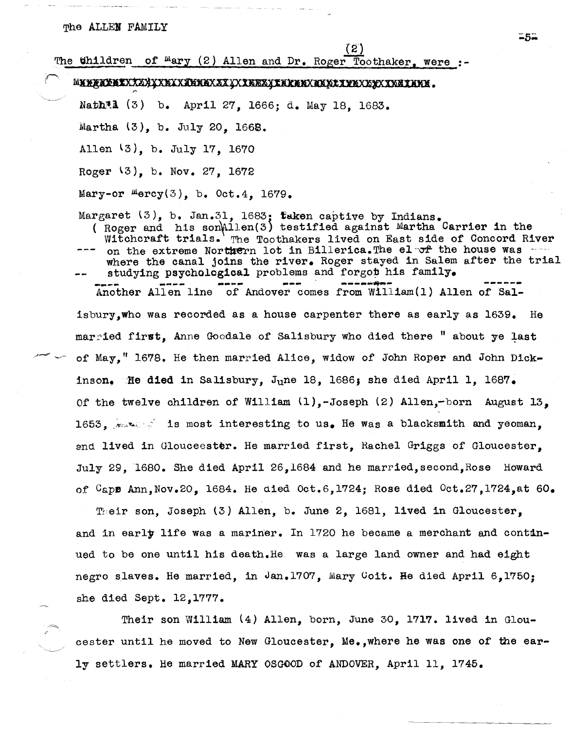(2)

The Children of Mary (2) Allen and Dr. Roger Toothaker, were :-

Nath'l (3) b. April 27, 1666; d. May 18, 1683.

Martha (3), b. July 20, 1668.

Allen (3), b. July 17, 1670

Roger (3), b. Nov. 27, 1672

Mary-or Mercy(3), b. Oct.4, 1679.

Margaret (3), b. Jan.31, 1683; taken captive by Indians.

( Roger and his son Allen(3) testified against Martha Carrier in the Witchcraft trials. The Toothakers lived on East side of Concord River on the extreme Northern lot in Billerica. The el of the house was where the canal joins the river. Roger stayed in Salem after the trial studying psychological problems and forgot his family.

Another Allen line of Andover comes from William(1) Allen of Salisbury, who was recorded as a house carpenter there as early as 1639. He married first, Anne Goodale of Salisbury who died there " about ye last of May," 1678. He then married Alice, widow of John Roper and John Dickinson. He died in Salisbury, June 18, 1686; she died April 1, 1687. Of the twelve children of William (1),-Joseph (2) Allen,-born August 13, 1653, is most interesting to us. He was a blacksmith and yeoman, and lived in Glouceester. He married first, Rachel Griggs of Gloucester, July 29, 1680. She died April 26,1684 and he married,second,Rose Howard of Cape Ann,Nov.20, 1684. He died Oct.6,1724; Rose died Oct.27,1724,at 60.

Their son, Joseph (3) Allen, b. June 2, 1681, lived in Gloucester, and in early life was a mariner. In 1720 he became a merchant and continued to be one until his death.He was a large land owner and had eight negro slaves. He married, in Jan.1707, Mary Coit. He died April 6,1750; she died Sept. 12,1777.

Their son William (4) Allen, born, June 30, 1717. lived in Gloucester until he moved to New Gloucester, Me.,where he was one of the early settlers. He married MARY OSGOOD of ANDOVER, April 11, 1745.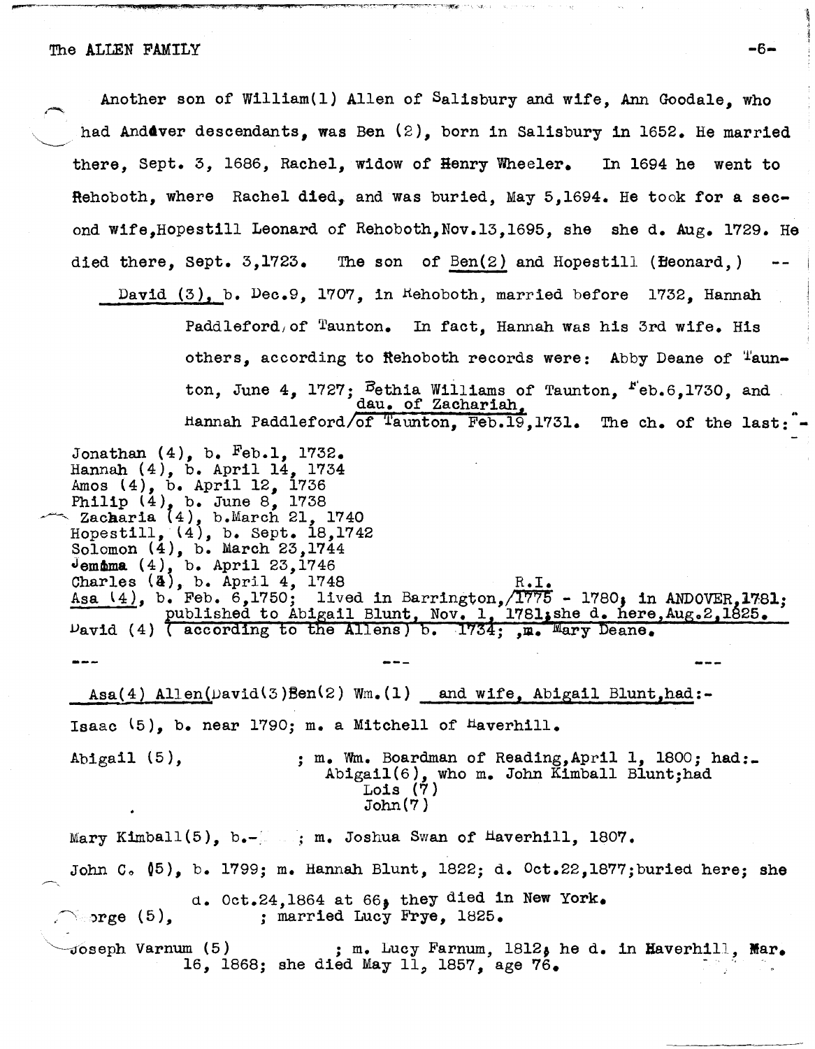Another son of William(1) Allen of Salisbury and wife, Ann Goodale, who had Andover descendants, was Ben (2), born in Salisbury in 1652. He married there, Sept. 3, 1686, Rachel, widow of Henry Wheeler. In 1694 he went to Rehoboth, where Rachel died, and was buried, May 5,1694. He took for a second wife,Hopestill Leonard of Rehoboth,Nov.13,1695, she she d. Aug. 1729. He died there, Sept. 3,1723. The son of Ben(2) and Hopestill (Leonard,) --

David (3), b. Dec.9, 1707, in Rehoboth, married before 1732, Hannah Paddleford, of Taunton. In fact, Hannah was his 3rd wife. His others, according to Rehoboth records were: Abby Deane of Taunton, June 4, 1727; Bethia Williams of Taunton, Feb.6,1730, and Hannah Paddleford, dau. of Zachariah, of Taunton, Feb.19,1731. The ch. of the last:-

Jonathan (4), b. Feb.1, 1732.
Hannah (4), b. April 14, 1734
Amos (4), b. April 12, 1736
Philip (4), b. June 8, 1738
Zacharia (4), b.March 21, 1740
Hopestill, (4), b. Sept. 18,1742
Solomon (4), b. March 23,1744
Jemima (4), b. April 23,1746
Charles (4), b. April 4, 1748
Asa (4), b. Feb. 6,1750; lived in Barrington, R.I. 1775 - 1780; in ANDOVER,1781; published to Abigail Blunt, Nov. 1, 1781; she d. here,Aug.2,1825.
David (4) ( according to the Allens) b. 1734; ,m. Mary Deane.

--- --- ---

Asa(4) Allen(David(3)Ben(2) Wm.(1) and wife, Abigail Blunt,had:-

Isaac (5), b. near 1790; m. a Mitchell of Haverhill.

Abigail (5), ; m. Wm. Boardman of Reading,April 1, 1800; had:-
Abigail(6), who m. John Kimball Blunt;had
Lois (7)
John(7)

Mary Kimball(5), b.- ; m. Joshua Swan of Haverhill, 1807.

John C. (5), b. 1799; m. Hannah Blunt, 1822; d. Oct.22,1877;buried here; she d. Oct.24,1864 at 66, they died in New York.

George (5), ; married Lucy Frye, 1825.

Joseph Varnum (5) ; m. Lucy Farnum, 1812; he d. in Haverhill, Mar. 16, 1868; she died May 11, 1857, age 76.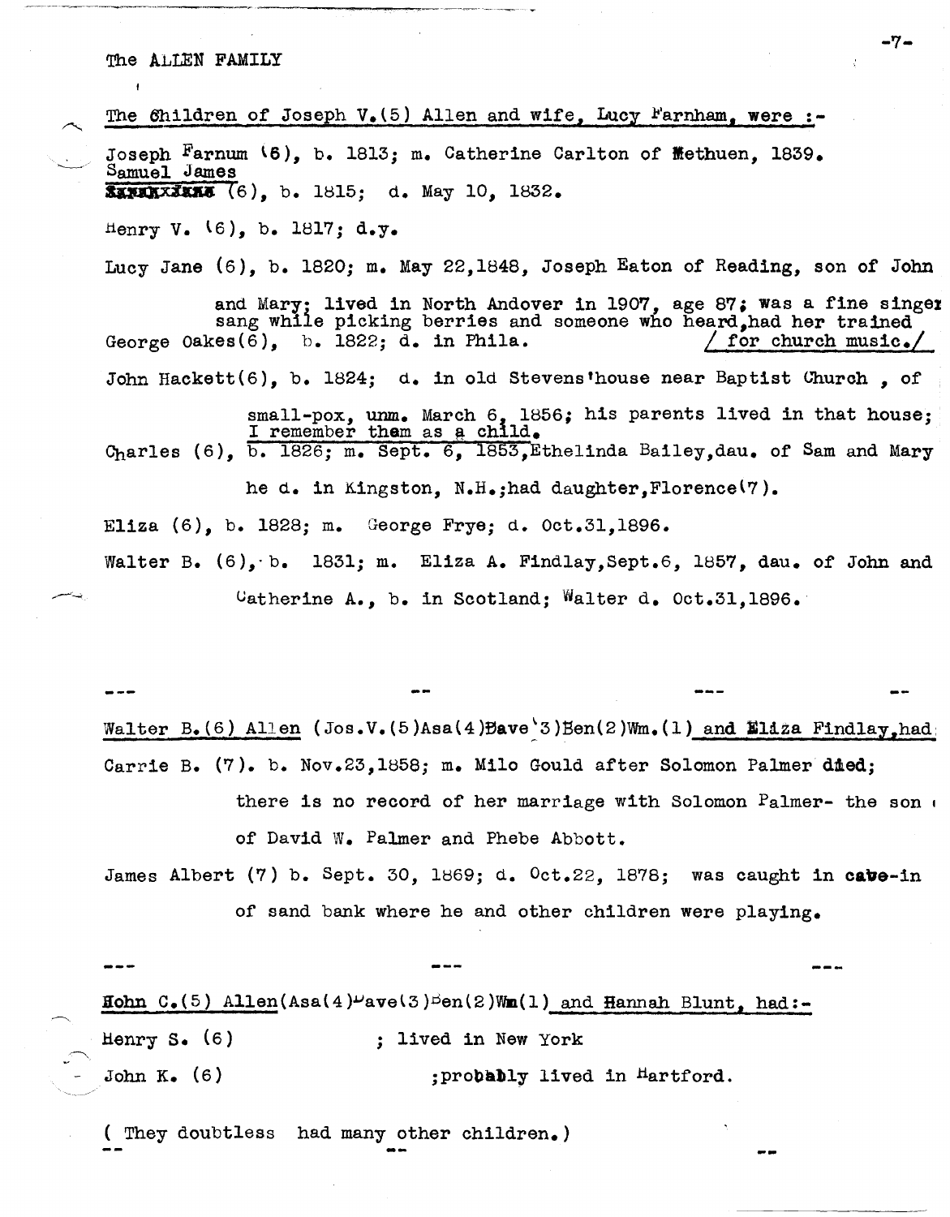The ALLEN FAMILY

The Children of Joseph V.(5) Allen and wife, Lucy Farnham, were :-

Joseph Farnum (6), b. 1813; m. Catherine Carlton of Methuen, 1839.

Samuel James (6), b. 1815; d. May 10, 1832.

Henry V. (6), b. 1817; d.y.

Lucy Jane (6), b. 1820; m. May 22,1848, Joseph Eaton of Reading, son of John and Mary; lived in North Andover in 1907, age 87; was a fine singer sang while picking berries and someone who heard,had her trained / for church music./

George Oakes(6), b. 1822; d. in Phila.

John Hackett(6), b. 1824; d. in old Stevens'house near Baptist Church , of small-pox, unm. March 6, 1856; his parents lived in that house; I remember them as a child.

Charles (6), b. 1826; m. Sept. 6, 1853,Ethelinda Bailey,dau. of Sam and Mary he d. in Kingston, N.H.;had daughter,Florence(7).

Eliza (6), b. 1828; m. George Frye; d. Oct.31,1896.

Walter B. (6), b. 1831; m. Eliza A. Findlay,Sept.6, 1857, dau. of John and Catherine A., b. in Scotland; Walter d. Oct.31,1896.

--- -- --- --

Walter B.(6) Allen (Jos.V.(5)Asa(4)Dave(3)Ben(2)Wm.(1) and Eliza Findlay,had:

Carrie B. (7). b. Nov.23,1858; m. Milo Gould after Solomon Palmer died; there is no record of her marriage with Solomon Palmer- the son of David W. Palmer and Phebe Abbott.

James Albert (7) b. Sept. 30, 1869; d. Oct.22, 1878; was caught in cave-in of sand bank where he and other children were playing.

--- --- ---

John C.(5) Allen(Asa(4)Dave(3)Ben(2)Wm(1) and Hannah Blunt, had:-

Henry S. (6) ; lived in New York

John K. (6) ;probably lived in Hartford.

( They doubtless had many other children.)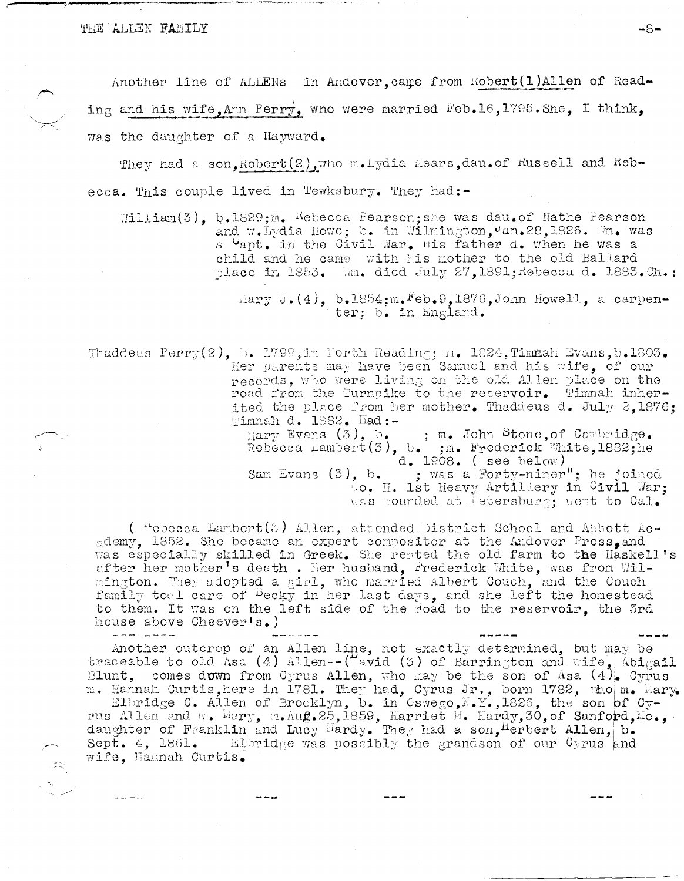Another line of ALLENs in Andover, came from Robert(1) Allen of Reading and his wife, Ann Perry, who were married Feb.16,1795. She, I think, was the daughter of a Hayward.

They had a son, Robert(2), who m. Lydia Mears, dau. of Russell and Rebecca. This couple lived in Tewksbury. They had:-

William(3), b.1829; m. Rebecca Pearson; she was dau. of Nathe Pearson and w. Lydia Howe; b. in Wilmington, Jan.28,1826. Wm. was a Capt. in the Civil War. His father d. when he was a child and he came with his mother to the old Ballard place in 1853. Wm. died July 27,1891; Rebecca d. 1883. Ch.:

Mary J.(4), b.1854; m. Feb.9,1876, John Howell, a carpenter; b. in England.

Thaddeus Perry(2), b. 1799, in North Reading; m. 1824, Timmah Evans, b.1803. Her parents may have been Samuel and his wife, of our records, who were living on the old Allen place on the road from the Turnpike to the reservoir. Timnah inherited the place from her mother. Thaddeus d. July 2,1876; Timnah d. 1882. Had:-

Mary Evans (3), b. ; m. John Stone, of Cambridge.
Rebecca Lambert(3), b. ; m. Frederick White, 1882; he d. 1908. ( see below)
Sam Evans (3), b. ; was a Forty-niner"; he joined Co. H. 1st Heavy Artillery in Civil War; was wounded at Petersburg; went to Cal.

( Rebecca Lambert(3) Allen, attended District School and Abbott Academy, 1852. She became an expert compositor at the Andover Press, and was especially skilled in Greek. She rented the old farm to the Haskell's after her mother's death . Her husband, Frederick White, was from Wilmington. They adopted a girl, who married Albert Couch, and the Couch family took care of Becky in her last days, and she left the homestead to them. It was on the left side of the road to the reservoir, the 3rd house above Cheever's.)

--- ---- ------ ----- ----

Another outcrop of an Allen line, not exactly determined, but may be traceable to old Asa (4) Allen--(David (3) of Barrington and wife, Abigail Blunt, comes down from Cyrus Allen, who may be the son of Asa (4). Cyrus m. Hannah Curtis, here in 1781. They had, Cyrus Jr., born 1782, who m. Mary.
Elbridge C. Allen of Brooklyn, b. in Oswego, N.Y., 1826, the son of Cyrus Allen and w. Mary, m. Aug.25,1859, Harriet M. Hardy, 30, of Sanford, Me., daughter of Franklin and Lucy Hardy. They had a son, Herbert Allen, b. Sept. 4, 1861. Elbridge was possibly the grandson of our Cyrus and wife, Hannah Curtis.

---- --- --- ---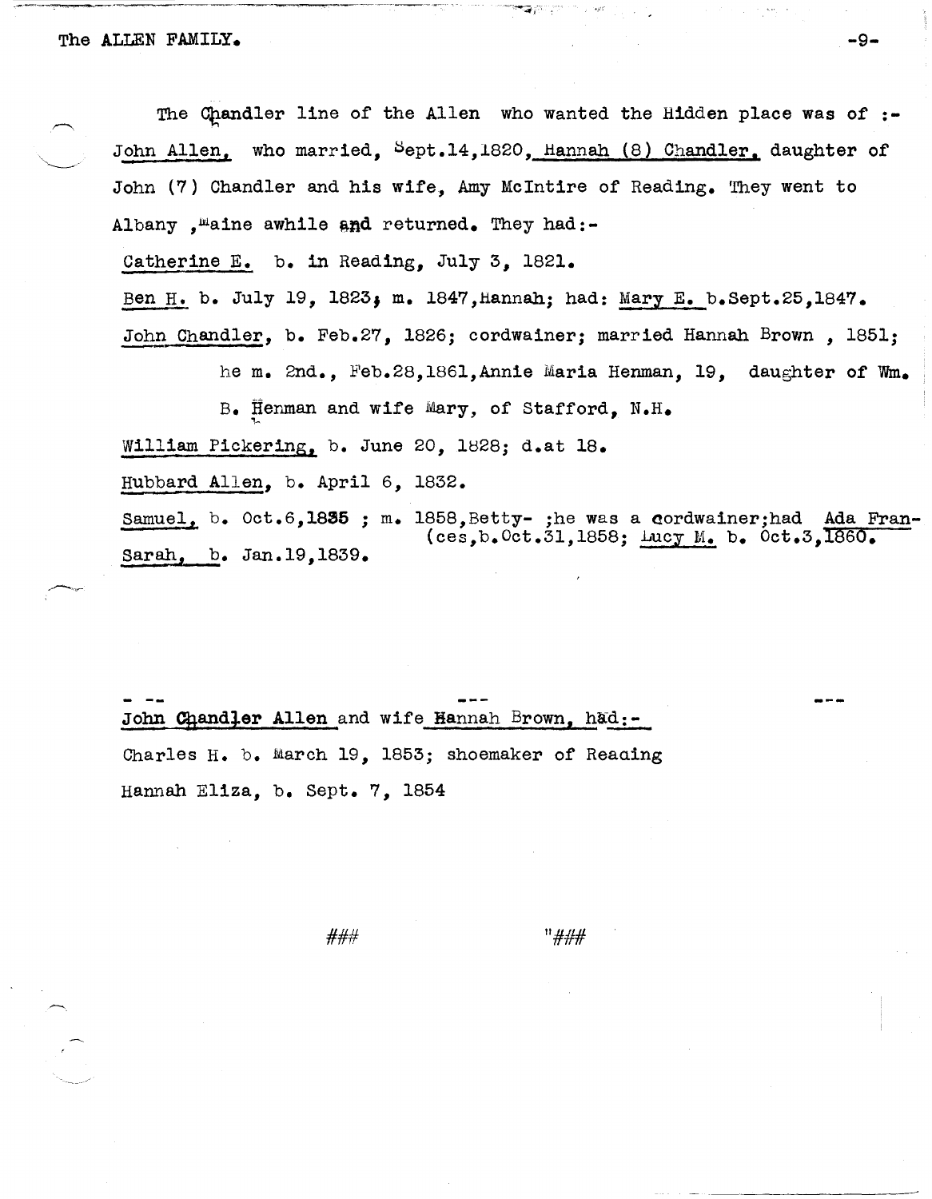The Chandler line of the Allen who wanted the Hidden place was of :- John Allen, who married, Sept.14,1820, Hannah (8) Chandler, daughter of John (7) Chandler and his wife, Amy McIntire of Reading. They went to Albany ,Maine awhile and returned. They had:-

Catherine E. b. in Reading, July 3, 1821.

Ben H. b. July 19, 1823; m. 1847,Hannah; had: Mary E. b.Sept.25,1847.

John Chandler, b. Feb.27, 1826; cordwainer; married Hannah Brown , 1851; he m. 2nd., Feb.28,1861,Annie Maria Henman, 19, daughter of Wm. B. Henman and wife Mary, of Stafford, N.H.

William Pickering, b. June 20, 1828; d.at 18.

Hubbard Allen, b. April 6, 1832.

Samuel, b. Oct.6,1835 ; m. 1858,Betty- ;he was a cordwainer;had Ada Frances,b.Oct.31,1858; Lucy M. b. Oct.3,1860.

Sarah, b. Jan.19,1839.

---

John Chandler Allen and wife Hannah Brown, had:-

Charles H. b. March 19, 1853; shoemaker of Reading

Hannah Eliza, b. Sept. 7, 1854

### "###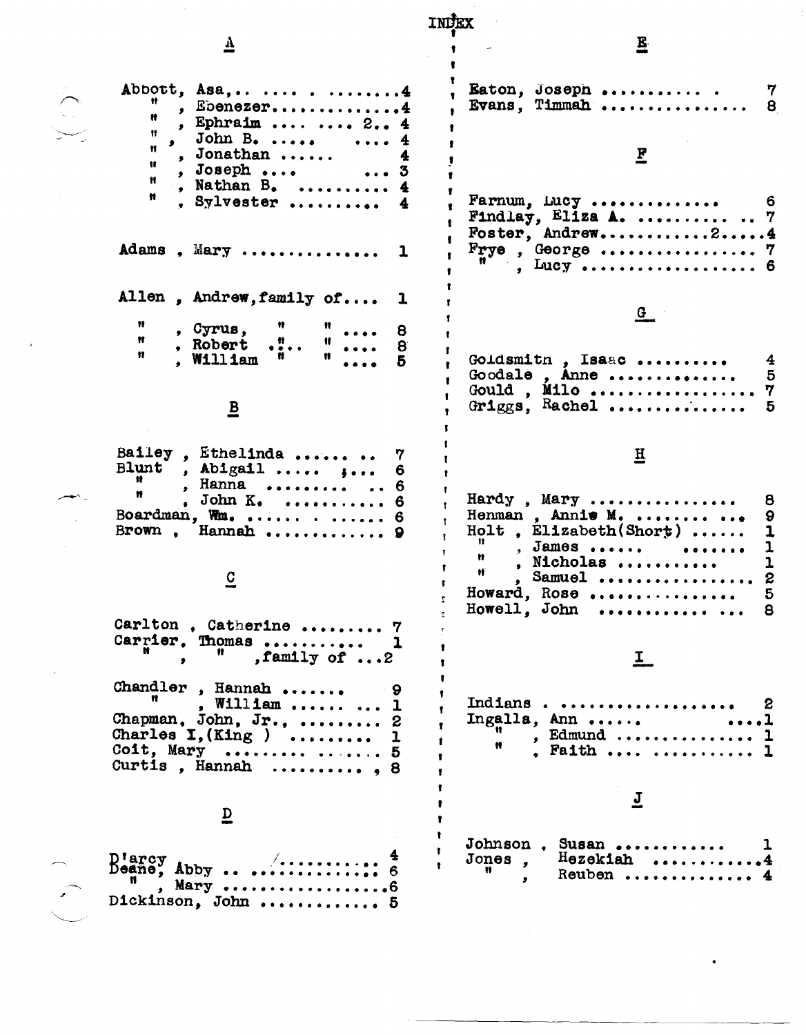# INDEX

## A

Abbott, Asa,.. .... . ........4
" , Ebenezer.............4
" , Ephraim .... .... 2.. 4
" , John B. ..... .... 4
" , Jonathan ...... 4
" , Joseph .... ... 3
" , Nathan B. .......... 4
" , Sylvester .......... 4

Adams , Mary .............. 1

Allen , Andrew,family of.... 1

" , Cyrus, " " .... 8
" , Robert ." .. " .... 8
" , William " " .... 5

## B

Bailey , Ethelinda ...... .. 7
Blunt , Abigail ..... ;... 6
" , Hanna ........ .. 6
" , John K. .......... 6
Boardman, Wm. ...... ...... 6
Brown , Hannah ............ 9

## C

Carlton , Catherine ......... 7
Carrier, Thomas .......... 1
" , " ,family of ...2

Chandler , Hannah ....... 9
" , William ...... ... 1
Chapman, John, Jr., ......... 2
Charles I,(King ) ......... 1
Coit, Mary ........ ...... 5
Curtis , Hannah .......... , 8

## D

D'arcy ........... 4
Deane, Abby .. ............ 6
" , Mary ...................6
Dickinson, John ............. 5

## E

Eaton, Joseph ........... . 7
Evans, Timmah ............... 8

## F

Farnum, Lucy ............. 6
Findlay, Eliza A. .......... .. 7
Foster, Andrew..............2.....4
Frye , George .................. 7
" , Lucy .................. 6

## G

Goldsmith , Isaac .......... 4
Goodale , Anne .............. 5
Gould , Milo ................. 7
Griggs, Rachel .............. 5

## H

Hardy , Mary ............... 8
Henman , Annie M. ........ ... 9
Holt , Elizabeth(Short) ...... 1
" , James ...... ...... 1
" , Nicholas .......... 1
" , Samuel ................ 2
Howard, Rose ............... 5
Howell, John ........... ... 8

## I

Indians . .................. 2
Ingalls, Ann ..... ....1
" , Edmund .............. 1
" , Faith .... .......... 1

## J

Johnson , Susan ........... 1
Jones , Hezekiah ............4
" , Reuben ............. 4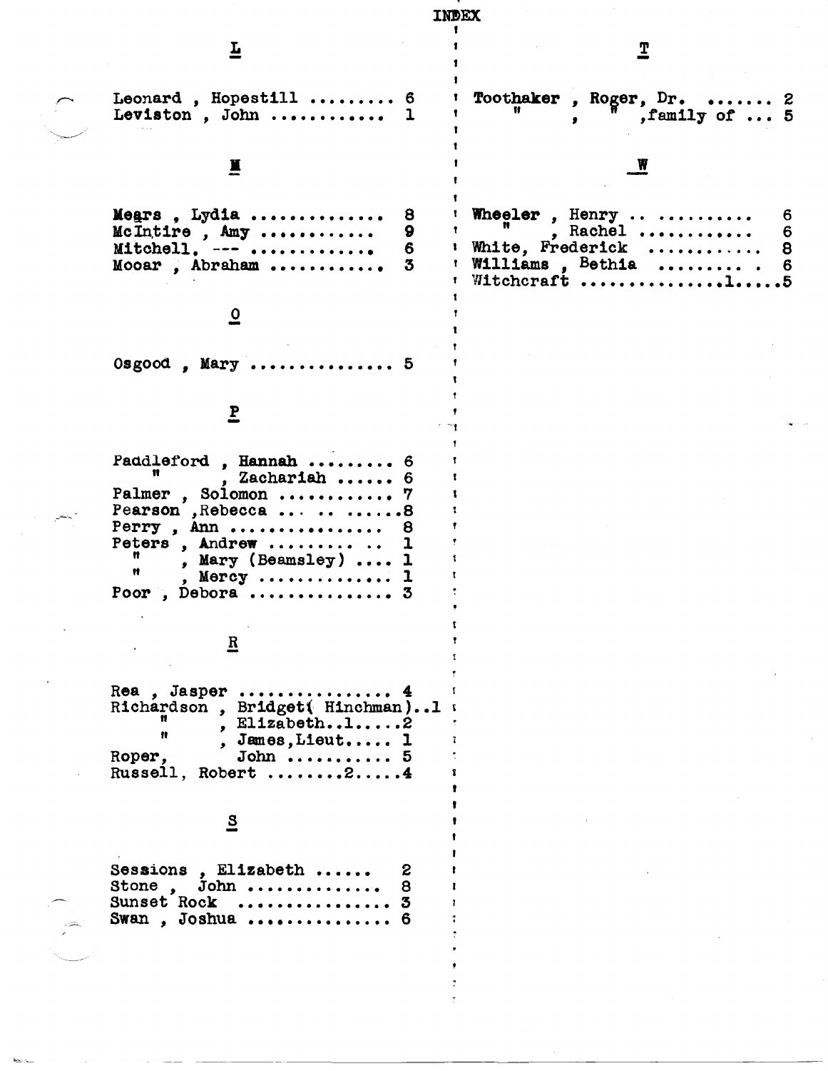# INDEX

## L

Leonard , Hopestill ......... 6
Leviston , John ........... 1

## M

Mears , Lydia ............. 8
McIntire , Amy ........... 9
Mitchell, --- ............ 6
Mooar , Abraham ........... 3

## O

Osgood , Mary .............. 5

## P

Paddleford , Hannah ......... 6
" , Zachariah ...... 6
Palmer , Solomon ........... 7
Pearson ,Rebecca ... .. ......8
Perry , Ann ............... 8
Peters , Andrew ......... .. 1
" , Mary (Beamsley) .... 1
" , Mercy ............. 1
Poor , Debora .............. 3

## R

Rea , Jasper ............... 4
Richardson , Bridget( Hinchman)..1
" , Elizabeth..1.....2
" , James,Lieut..... 1
Roper, John ........... 5
Russell, Robert ........2.....4

## S

Sessions , Elizabeth ...... 2
Stone , John ............. 8
Sunset Rock ............... 3
Swan , Joshua .............. 6

## T

Toothaker , Roger, Dr. ....... 2
" , " ,family of ... 5

## W

Wheeler , Henry .. .......... 6
" , Rachel ........... 6
White, Frederick ........... 8
Williams , Bethia ......... . 6
Witchcraft ..............1.....5